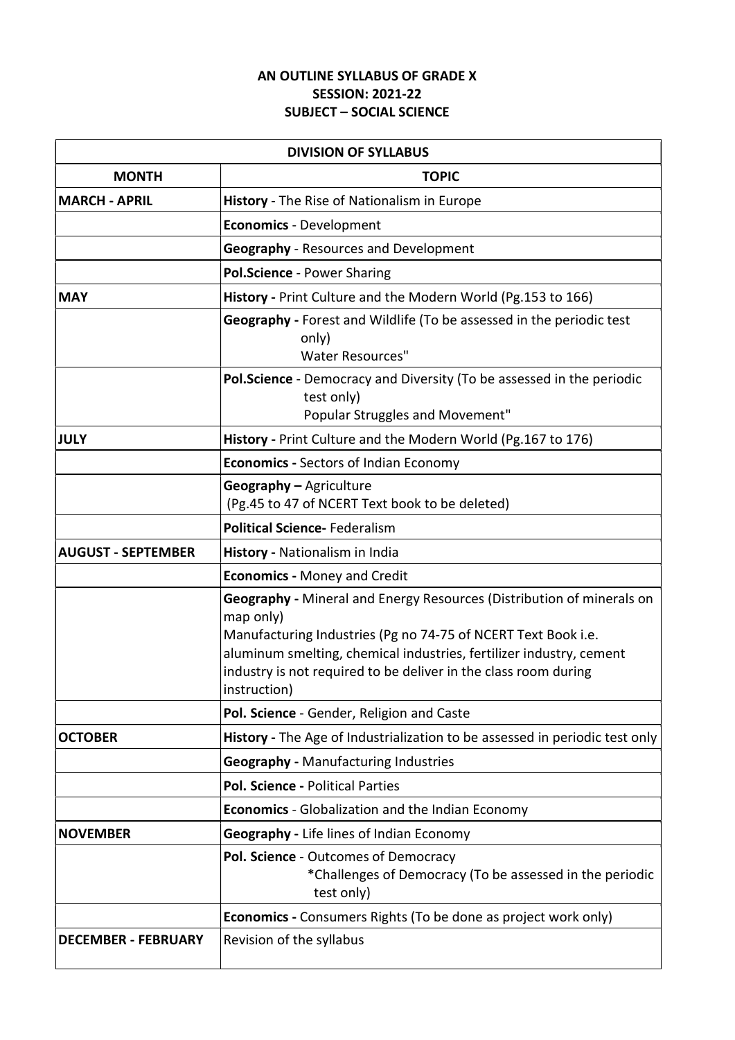**AN OUTLINE SYLLABUS OF GRADE X**
**SESSION: 2021-22**
**SUBJECT – SOCIAL SCIENCE**

| DIVISION OF SYLLABUS | |
|---|---|
| **MONTH** | **TOPIC** |
| **MARCH - APRIL** | **History** - The Rise of Nationalism in Europe |
| | **Economics** - Development |
| | **Geography** - Resources and Development |
| | **Pol.Science** - Power Sharing |
| **MAY** | **History -** Print Culture and the Modern World (Pg.153 to 166) |
| | **Geography -** Forest and Wildlife (To be assessed in the periodic test only) Water Resources" |
| | **Pol.Science** - Democracy and Diversity (To be assessed in the periodic test only) Popular Struggles and Movement" |
| **JULY** | **History -** Print Culture and the Modern World (Pg.167 to 176) |
| | **Economics -** Sectors of Indian Economy |
| | **Geography –** Agriculture (Pg.45 to 47 of NCERT Text book to be deleted) |
| | **Political Science-** Federalism |
| **AUGUST - SEPTEMBER** | **History -** Nationalism in India |
| | **Economics -** Money and Credit |
| | **Geography -** Mineral and Energy Resources (Distribution of minerals on map only) Manufacturing Industries (Pg no 74-75 of NCERT Text Book i.e. aluminum smelting, chemical industries, fertilizer industry, cement industry is not required to be deliver in the class room during instruction) |
| | **Pol. Science** - Gender, Religion and Caste |
| **OCTOBER** | **History -** The Age of Industrialization to be assessed in periodic test only |
| | **Geography -** Manufacturing Industries |
| | **Pol. Science -** Political Parties |
| | **Economics** - Globalization and the Indian Economy |
| **NOVEMBER** | **Geography -** Life lines of Indian Economy |
| | **Pol. Science** - Outcomes of Democracy *Challenges of Democracy (To be assessed in the periodic test only) |
| | **Economics -** Consumers Rights (To be done as project work only) |
| **DECEMBER - FEBRUARY** | Revision of the syllabus |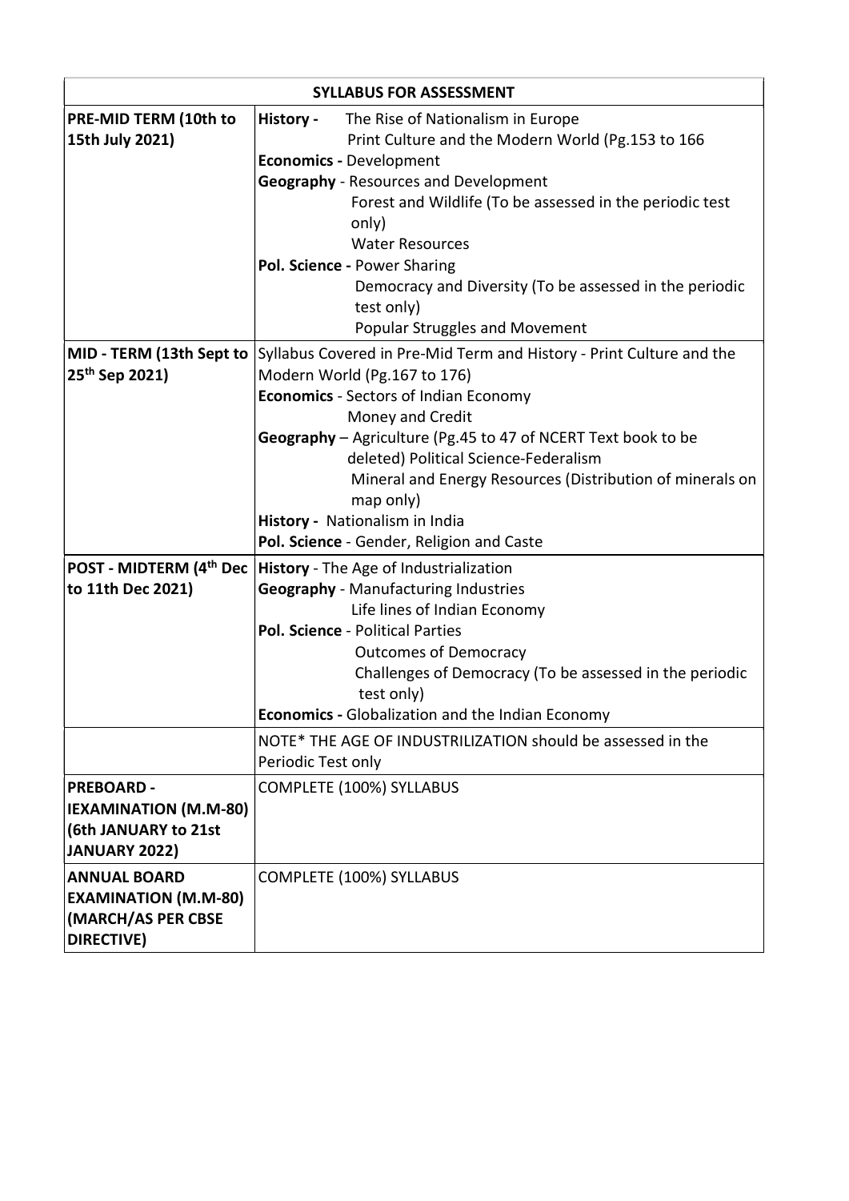| SYLLABUS FOR ASSESSMENT | |
|---|---|
| **PRE-MID TERM (10th to 15th July 2021)** | **History -** The Rise of Nationalism in Europe<br>Print Culture and the Modern World (Pg.153 to 166<br>**Economics -** Development<br>**Geography** - Resources and Development<br>Forest and Wildlife (To be assessed in the periodic test only)<br>Water Resources<br>**Pol. Science -** Power Sharing<br>Democracy and Diversity (To be assessed in the periodic test only)<br>Popular Struggles and Movement |
| **MID - TERM (13th Sept to 25th Sep 2021)** | Syllabus Covered in Pre-Mid Term and History - Print Culture and the Modern World (Pg.167 to 176)<br>**Economics** - Sectors of Indian Economy<br>Money and Credit<br>**Geography** – Agriculture (Pg.45 to 47 of NCERT Text book to be deleted) Political Science-Federalism<br>Mineral and Energy Resources (Distribution of minerals on map only)<br>**History -** Nationalism in India<br>**Pol. Science** - Gender, Religion and Caste |
| **POST - MIDTERM (4th Dec to 11th Dec 2021)** | **History** - The Age of Industrialization<br>**Geography** - Manufacturing Industries<br>Life lines of Indian Economy<br>**Pol. Science** - Political Parties<br>Outcomes of Democracy<br>Challenges of Democracy (To be assessed in the periodic test only)<br>**Economics -** Globalization and the Indian Economy |
| | NOTE* THE AGE OF INDUSTRILIZATION should be assessed in the Periodic Test only |
| **PREBOARD - IEXAMINATION (M.M-80) (6th JANUARY to 21st JANUARY 2022)** | COMPLETE (100%) SYLLABUS |
| **ANNUAL BOARD EXAMINATION (M.M-80) (MARCH/AS PER CBSE DIRECTIVE)** | COMPLETE (100%) SYLLABUS |